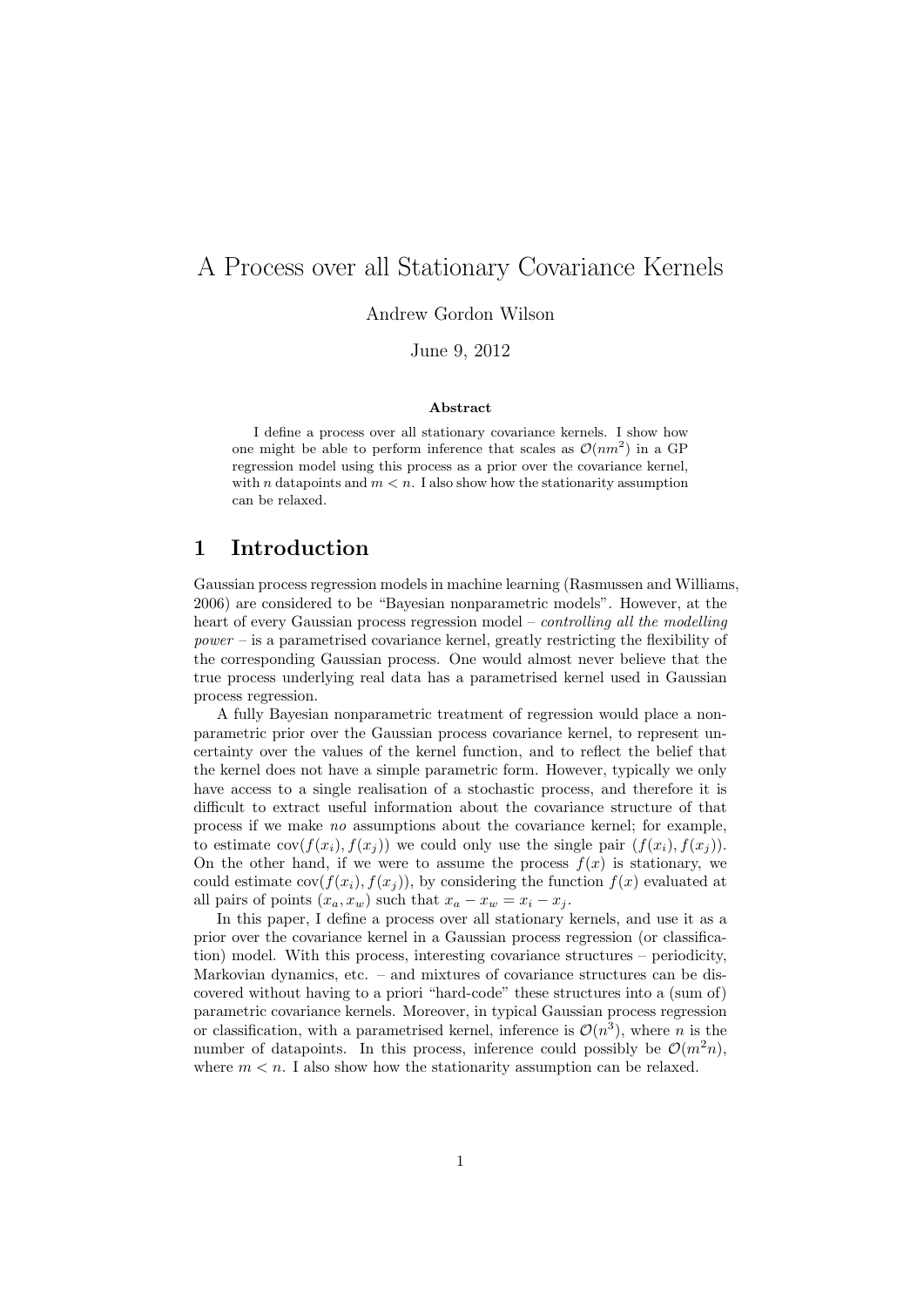# A Process over all Stationary Covariance Kernels

Andrew Gordon Wilson

June 9, 2012

**Abstract**

I define a process over all stationary covariance kernels. I show how one might be able to perform inference that scales as $\mathcal{O}(nm^2)$ in a GP regression model using this process as a prior over the covariance kernel, with $n$ datapoints and $m < n$. I also show how the stationarity assumption can be relaxed.

## 1 Introduction

Gaussian process regression models in machine learning (Rasmussen and Williams, 2006) are considered to be "Bayesian nonparametric models". However, at the heart of every Gaussian process regression model – *controlling all the modelling power* – is a parametrised covariance kernel, greatly restricting the flexibility of the corresponding Gaussian process. One would almost never believe that the true process underlying real data has a parametrised kernel used in Gaussian process regression.

A fully Bayesian nonparametric treatment of regression would place a nonparametric prior over the Gaussian process covariance kernel, to represent uncertainty over the values of the kernel function, and to reflect the belief that the kernel does not have a simple parametric form. However, typically we only have access to a single realisation of a stochastic process, and therefore it is difficult to extract useful information about the covariance structure of that process if we make *no* assumptions about the covariance kernel; for example, to estimate $\text{cov}(f(x_i), f(x_j))$ we could only use the single pair $(f(x_i), f(x_j))$. On the other hand, if we were to assume the process $f(x)$ is stationary, we could estimate $\text{cov}(f(x_i), f(x_j))$, by considering the function $f(x)$ evaluated at all pairs of points $(x_a, x_w)$ such that $x_a - x_w = x_i - x_j$.

In this paper, I define a process over all stationary kernels, and use it as a prior over the covariance kernel in a Gaussian process regression (or classification) model. With this process, interesting covariance structures – periodicity, Markovian dynamics, etc. – and mixtures of covariance structures can be discovered without having to a priori "hard-code" these structures into a (sum of) parametric covariance kernels. Moreover, in typical Gaussian process regression or classification, with a parametrised kernel, inference is $\mathcal{O}(n^3)$, where $n$ is the number of datapoints. In this process, inference could possibly be $\mathcal{O}(m^2n)$, where $m < n$. I also show how the stationarity assumption can be relaxed.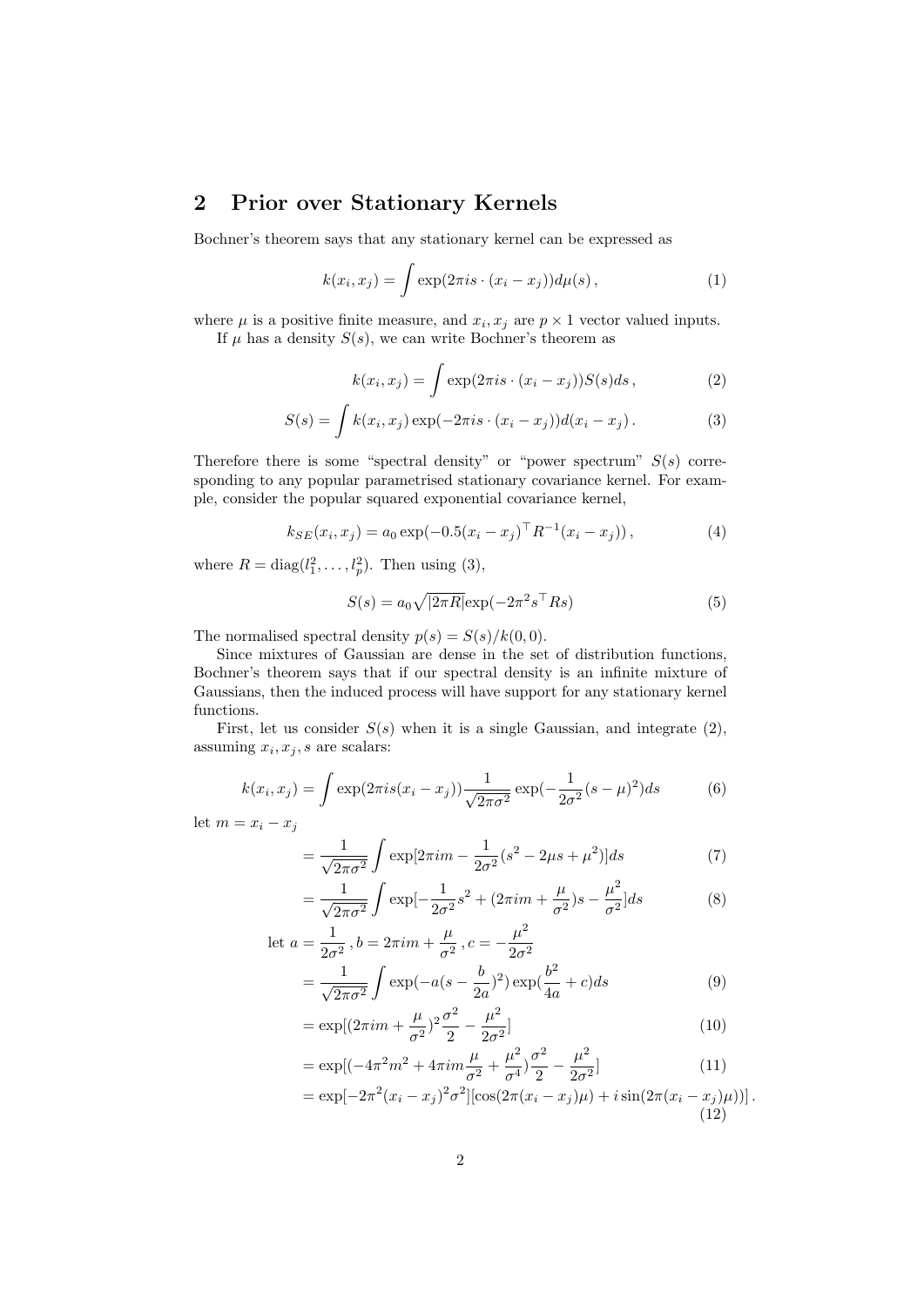## 2 Prior over Stationary Kernels

Bochner's theorem says that any stationary kernel can be expressed as

$$k(x_i, x_j) = \int \exp(2\pi i s \cdot (x_i - x_j)) d\mu(s) \,, \tag{1}$$

where $\mu$ is a positive finite measure, and $x_i, x_j$ are $p \times 1$ vector valued inputs.

If $\mu$ has a density $S(s)$, we can write Bochner's theorem as

$$k(x_i, x_j) = \int \exp(2\pi i s \cdot (x_i - x_j)) S(s) ds \,, \tag{2}$$

$$S(s) = \int k(x_i, x_j) \exp(-2\pi i s \cdot (x_i - x_j)) d(x_i - x_j) \,. \tag{3}$$

Therefore there is some "spectral density" or "power spectrum" $S(s)$ corresponding to any popular parametrised stationary covariance kernel. For example, consider the popular squared exponential covariance kernel,

$$k_{SE}(x_i, x_j) = a_0 \exp(-0.5(x_i - x_j)^\top R^{-1}(x_i - x_j)) \,, \tag{4}$$

where $R = \text{diag}(l_1^2, \ldots, l_p^2)$. Then using (3),

$$S(s) = a_0 \sqrt{|2\pi R|} \exp(-2\pi^2 s^\top R s) \tag{5}$$

The normalised spectral density $p(s) = S(s)/k(0, 0)$.

Since mixtures of Gaussian are dense in the set of distribution functions, Bochner's theorem says that if our spectral density is an infinite mixture of Gaussians, then the induced process will have support for any stationary kernel functions.

First, let us consider $S(s)$ when it is a single Gaussian, and integrate (2), assuming $x_i, x_j, s$ are scalars:

$$k(x_i, x_j) = \int \exp(2\pi i s (x_i - x_j)) \frac{1}{\sqrt{2\pi\sigma^2}} \exp(-\frac{1}{2\sigma^2}(s - \mu)^2) ds \tag{6}$$

let $m = x_i - x_j$

$$= \frac{1}{\sqrt{2\pi\sigma^2}} \int \exp[2\pi i m - \frac{1}{2\sigma^2}(s^2 - 2\mu s + \mu^2)] ds \tag{7}$$

$$= \frac{1}{\sqrt{2\pi\sigma^2}} \int \exp[-\frac{1}{2\sigma^2} s^2 + (2\pi i m + \frac{\mu}{\sigma^2}) s - \frac{\mu^2}{\sigma^2}] ds \tag{8}$$

let $a = \frac{1}{2\sigma^2}$, $b = 2\pi i m + \frac{\mu}{\sigma^2}$, $c = -\frac{\mu^2}{2\sigma^2}$

$$= \frac{1}{\sqrt{2\pi\sigma^2}} \int \exp(-a(s - \frac{b}{2a})^2) \exp(\frac{b^2}{4a} + c) ds \tag{9}$$

$$= \exp[(2\pi i m + \frac{\mu}{\sigma^2})^2 \frac{\sigma^2}{2} - \frac{\mu^2}{2\sigma^2}] \tag{10}$$

$$= \exp[(-4\pi^2 m^2 + 4\pi i m \frac{\mu}{\sigma^2} + \frac{\mu^2}{\sigma^4}) \frac{\sigma^2}{2} - \frac{\mu^2}{2\sigma^2}] \tag{11}$$

$$= \exp[-2\pi^2 (x_i - x_j)^2 \sigma^2][\cos(2\pi(x_i - x_j)\mu) + i \sin(2\pi(x_i - x_j)\mu))] \,. \tag{12}$$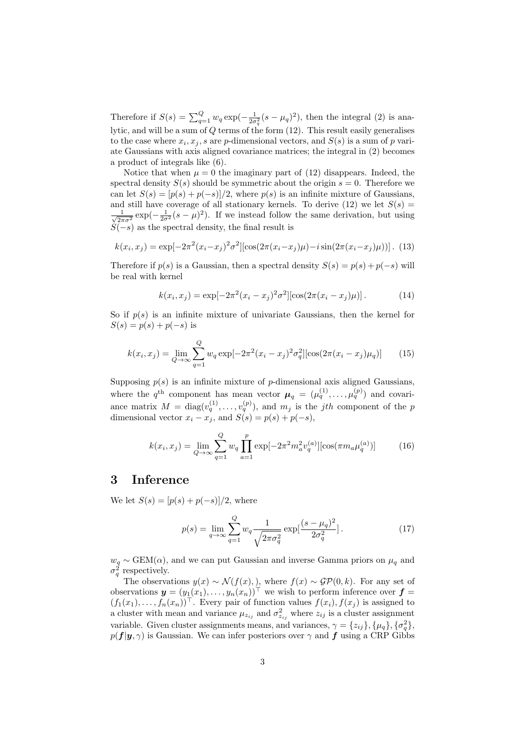Therefore if $S(s) = \sum_{q=1}^{Q} w_q \exp(-\frac{1}{2\sigma_q^2}(s-\mu_q)^2)$, then the integral (2) is analytic, and will be a sum of $Q$ terms of the form (12). This result easily generalises to the case where $x_i, x_j, s$ are $p$-dimensional vectors, and $S(s)$ is a sum of $p$ variate Gaussians with axis aligned covariance matrices; the integral in (2) becomes a product of integrals like (6).

Notice that when $\mu = 0$ the imaginary part of (12) disappears. Indeed, the spectral density $S(s)$ should be symmetric about the origin $s = 0$. Therefore we can let $S(s) = [p(s) + p(-s)]/2$, where $p(s)$ is an infinite mixture of Gaussians, and still have coverage of all stationary kernels. To derive (12) we let $S(s) = \frac{1}{\sqrt{2\pi\sigma^2}} \exp(-\frac{1}{2\sigma^2}(s-\mu)^2)$. If we instead follow the same derivation, but using $S(-s)$ as the spectral density, the final result is

$$k(x_i, x_j) = \exp[-2\pi^2(x_i - x_j)^2\sigma^2][\cos(2\pi(x_i - x_j)\mu) - i\sin(2\pi(x_i - x_j)\mu))] \,. \quad (13)$$

Therefore if $p(s)$ is a Gaussian, then a spectral density $S(s) = p(s) + p(-s)$ will be real with kernel

$$k(x_i, x_j) = \exp[-2\pi^2(x_i - x_j)^2\sigma^2][\cos(2\pi(x_i - x_j)\mu)] \,. \quad (14)$$

So if $p(s)$ is an infinite mixture of univariate Gaussians, then the kernel for $S(s) = p(s) + p(-s)$ is

$$k(x_i, x_j) = \lim_{Q\to\infty} \sum_{q=1}^{Q} w_q \exp[-2\pi^2(x_i - x_j)^2\sigma_q^2][\cos(2\pi(x_i - x_j)\mu_q)] \quad (15)$$

Supposing $p(s)$ is an infinite mixture of $p$-dimensional axis aligned Gaussians, where the $q^{\text{th}}$ component has mean vector $\boldsymbol{\mu}_q = (\mu_q^{(1)}, \dots, \mu_q^{(p)})$ and covariance matrix $M = \text{diag}(v_q^{(1)}, \dots, v_q^{(p)})$, and $m_j$ is the $jth$ component of the $p$ dimensional vector $x_i - x_j$, and $S(s) = p(s) + p(-s)$,

$$k(x_i, x_j) = \lim_{Q\to\infty} \sum_{q=1}^{Q} w_q \prod_{a=1}^{p} \exp[-2\pi^2 m_a^2 v_q^{(a)}][\cos(\pi m_a \mu_q^{(a)})] \quad (16)$$

## 3 Inference

We let $S(s) = [p(s) + p(-s)]/2$, where

$$p(s) = \lim_{q\to\infty} \sum_{q=1}^{Q} w_q \frac{1}{\sqrt{2\pi\sigma_q^2}} \exp[\frac{(s-\mu_q)^2}{2\sigma_q^2}] \,. \quad (17)$$

$w_q \sim \text{GEM}(\alpha)$, and we can put Gaussian and inverse Gamma priors on $\mu_q$ and $\sigma_q^2$ respectively.

The observations $y(x) \sim \mathcal{N}(f(x),)$, where $f(x) \sim \mathcal{GP}(0, k)$. For any set of observations $\boldsymbol{y} = (y_1(x_1), \dots, y_n(x_n))^\top$ we wish to perform inference over $\boldsymbol{f} = (f_1(x_1), \dots, f_n(x_n))^\top$. Every pair of function values $f(x_i), f(x_j)$ is assigned to a cluster with mean and variance $\mu_{z_{ij}}$ and $\sigma_{z_{ij}}^2$ where $z_{ij}$ is a cluster assignment variable. Given cluster assignments means, and variances, $\gamma = \{z_{ij}\}, \{\mu_q\}, \{\sigma_q^2\}$, $p(\boldsymbol{f}|\boldsymbol{y}, \gamma)$ is Gaussian. We can infer posteriors over $\gamma$ and $\boldsymbol{f}$ using a CRP Gibbs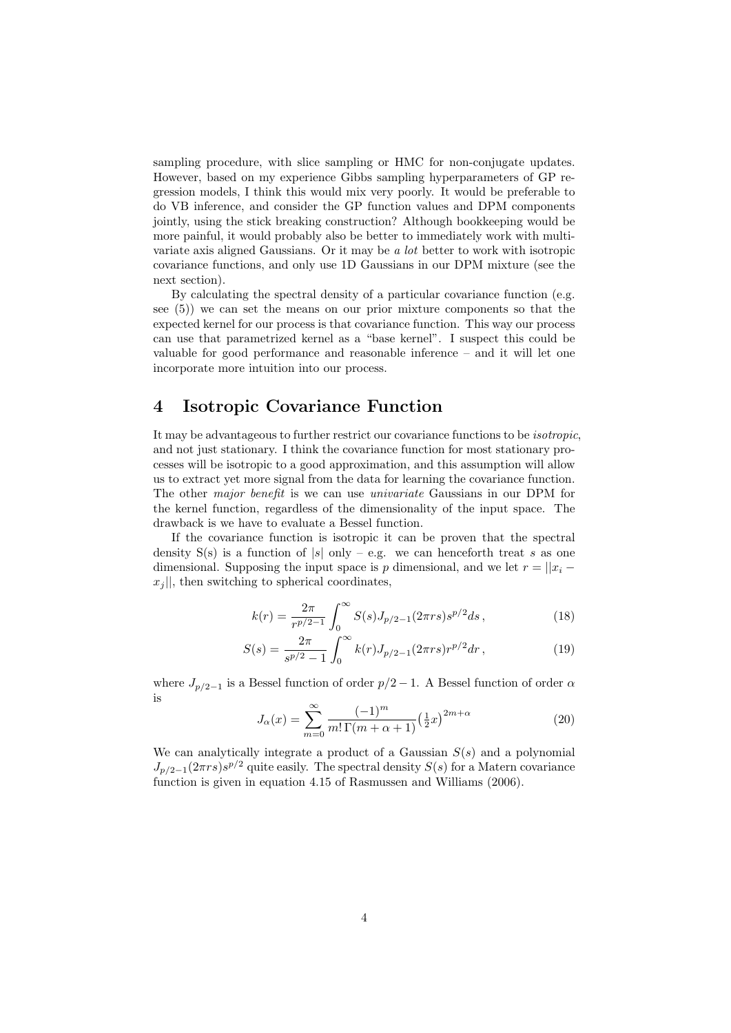sampling procedure, with slice sampling or HMC for non-conjugate updates. However, based on my experience Gibbs sampling hyperparameters of GP regression models, I think this would mix very poorly. It would be preferable to do VB inference, and consider the GP function values and DPM components jointly, using the stick breaking construction? Although bookkeeping would be more painful, it would probably also be better to immediately work with multivariate axis aligned Gaussians. Or it may be *a lot* better to work with isotropic covariance functions, and only use 1D Gaussians in our DPM mixture (see the next section).

By calculating the spectral density of a particular covariance function (e.g. see (5)) we can set the means on our prior mixture components so that the expected kernel for our process is that covariance function. This way our process can use that parametrized kernel as a "base kernel". I suspect this could be valuable for good performance and reasonable inference – and it will let one incorporate more intuition into our process.

# 4 Isotropic Covariance Function

It may be advantageous to further restrict our covariance functions to be *isotropic*, and not just stationary. I think the covariance function for most stationary processes will be isotropic to a good approximation, and this assumption will allow us to extract yet more signal from the data for learning the covariance function. The other *major benefit* is we can use *univariate* Gaussians in our DPM for the kernel function, regardless of the dimensionality of the input space. The drawback is we have to evaluate a Bessel function.

If the covariance function is isotropic it can be proven that the spectral density S(s) is a function of $|s|$ only – e.g. we can henceforth treat $s$ as one dimensional. Supposing the input space is $p$ dimensional, and we let $r = ||x_i - x_j||$, then switching to spherical coordinates,

$$k(r) = \frac{2\pi}{r^{p/2-1}} \int_0^\infty S(s) J_{p/2-1}(2\pi r s) s^{p/2} ds \,, \tag{18}$$

$$S(s) = \frac{2\pi}{s^{p/2} - 1} \int_0^\infty k(r) J_{p/2-1}(2\pi r s) r^{p/2} dr \,, \tag{19}$$

where $J_{p/2-1}$ is a Bessel function of order $p/2-1$. A Bessel function of order $\alpha$ is

$$J_\alpha(x) = \sum_{m=0}^{\infty} \frac{(-1)^m}{m!\,\Gamma(m+\alpha+1)} \big(\tfrac{1}{2}x\big)^{2m+\alpha} \tag{20}$$

We can analytically integrate a product of a Gaussian $S(s)$ and a polynomial $J_{p/2-1}(2\pi r s)s^{p/2}$ quite easily. The spectral density $S(s)$ for a Matern covariance function is given in equation 4.15 of Rasmussen and Williams (2006).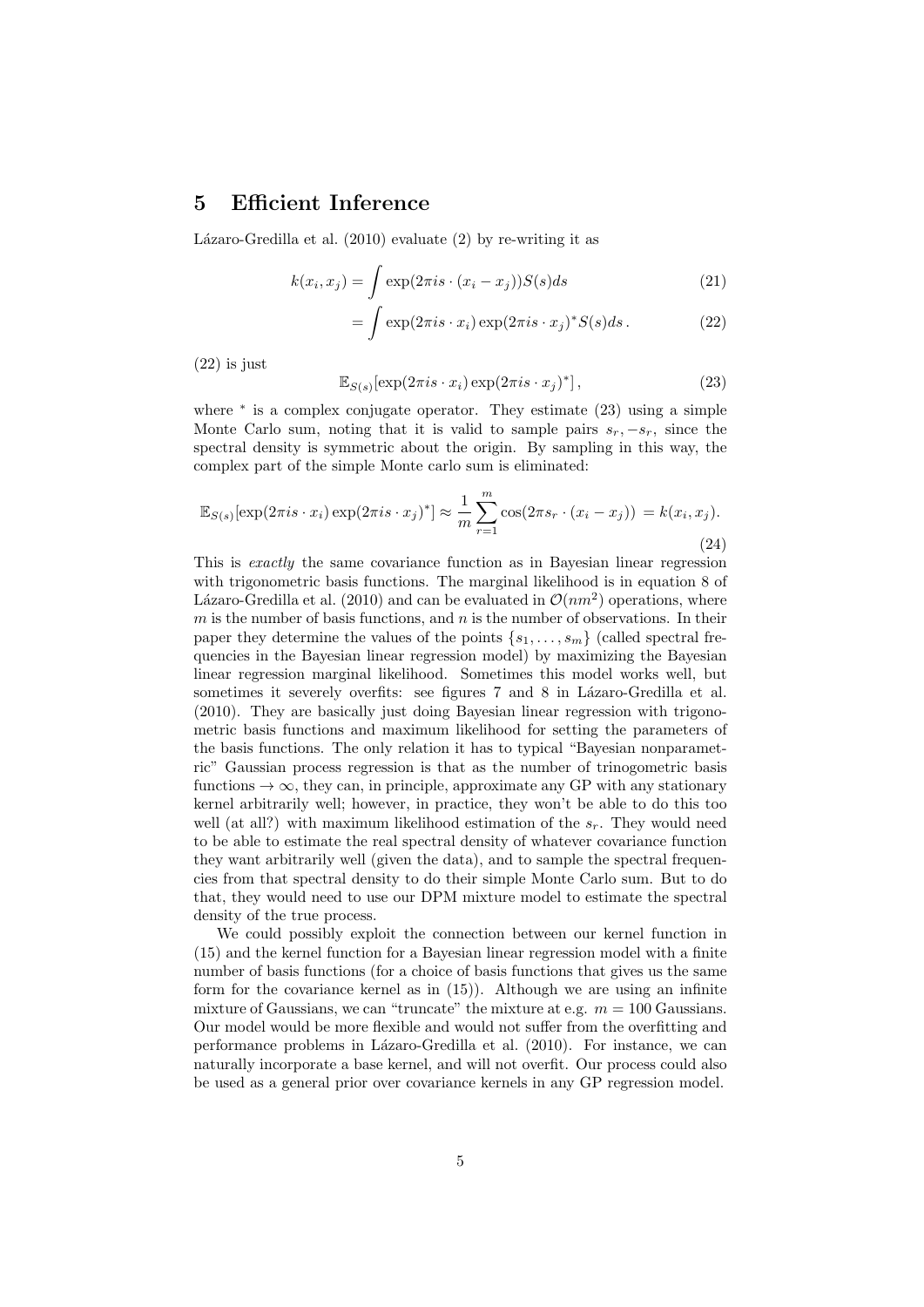## 5 Efficient Inference

Lázaro-Gredilla et al. (2010) evaluate (2) by re-writing it as

$$k(x_i, x_j) = \int \exp(2\pi i s \cdot (x_i - x_j)) S(s) ds \tag{21}$$

$$= \int \exp(2\pi i s \cdot x_i) \exp(2\pi i s \cdot x_j)^* S(s) ds\,. \tag{22}$$

(22) is just

$$\mathbb{E}_{S(s)}[\exp(2\pi i s \cdot x_i) \exp(2\pi i s \cdot x_j)^*]\,, \tag{23}$$

where $^*$ is a complex conjugate operator. They estimate (23) using a simple Monte Carlo sum, noting that it is valid to sample pairs $s_r, -s_r$, since the spectral density is symmetric about the origin. By sampling in this way, the complex part of the simple Monte carlo sum is eliminated:

$$\mathbb{E}_{S(s)}[\exp(2\pi i s \cdot x_i) \exp(2\pi i s \cdot x_j)^*] \approx \frac{1}{m} \sum_{r=1}^{m} \cos(2\pi s_r \cdot (x_i - x_j)) \, = k(x_i, x_j). \tag{24}$$

This is *exactly* the same covariance function as in Bayesian linear regression with trigonometric basis functions. The marginal likelihood is in equation 8 of Lázaro-Gredilla et al. (2010) and can be evaluated in $\mathcal{O}(nm^2)$ operations, where $m$ is the number of basis functions, and $n$ is the number of observations. In their paper they determine the values of the points $\{s_1, \ldots, s_m\}$ (called spectral frequencies in the Bayesian linear regression model) by maximizing the Bayesian linear regression marginal likelihood. Sometimes this model works well, but sometimes it severely overfits: see figures 7 and 8 in Lázaro-Gredilla et al. (2010). They are basically just doing Bayesian linear regression with trigonometric basis functions and maximum likelihood for setting the parameters of the basis functions. The only relation it has to typical "Bayesian nonparametric" Gaussian process regression is that as the number of trinogometric basis functions $\to \infty$, they can, in principle, approximate any GP with any stationary kernel arbitrarily well; however, in practice, they won't be able to do this too well (at all?) with maximum likelihood estimation of the $s_r$. They would need to be able to estimate the real spectral density of whatever covariance function they want arbitrarily well (given the data), and to sample the spectral frequencies from that spectral density to do their simple Monte Carlo sum. But to do that, they would need to use our DPM mixture model to estimate the spectral density of the true process.

We could possibly exploit the connection between our kernel function in (15) and the kernel function for a Bayesian linear regression model with a finite number of basis functions (for a choice of basis functions that gives us the same form for the covariance kernel as in (15)). Although we are using an infinite mixture of Gaussians, we can "truncate" the mixture at e.g. $m = 100$ Gaussians. Our model would be more flexible and would not suffer from the overfitting and performance problems in Lázaro-Gredilla et al. (2010). For instance, we can naturally incorporate a base kernel, and will not overfit. Our process could also be used as a general prior over covariance kernels in any GP regression model.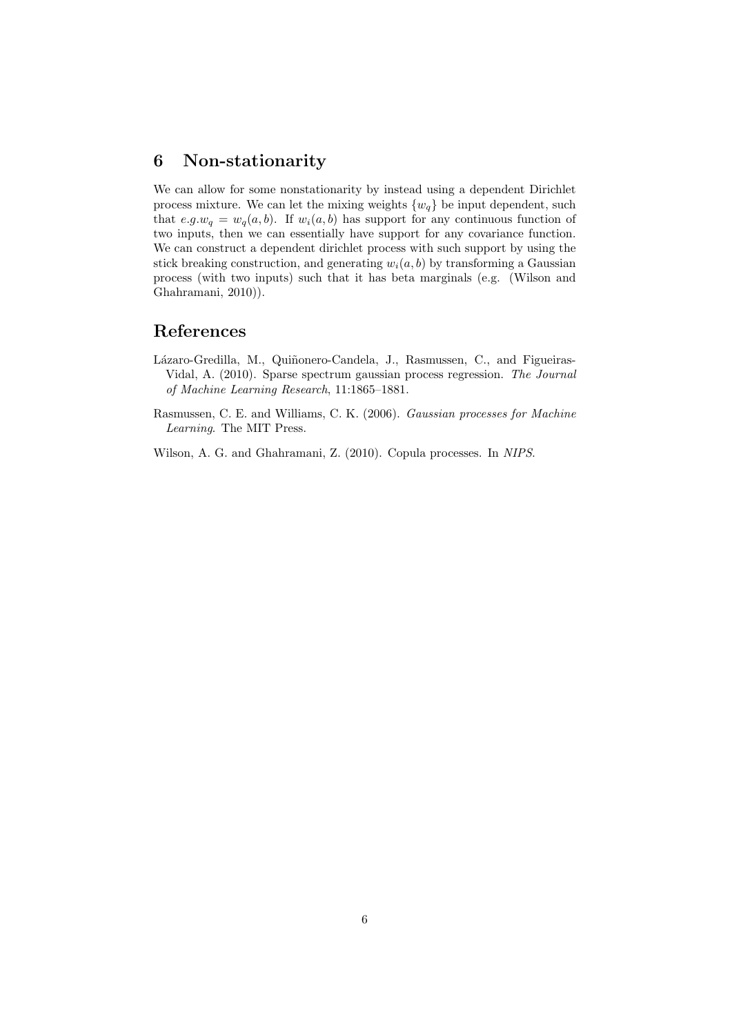## 6 Non-stationarity

We can allow for some nonstationarity by instead using a dependent Dirichlet process mixture. We can let the mixing weights $\{w_q\}$ be input dependent, such that $e.g. w_q = w_q(a, b)$. If $w_i(a, b)$ has support for any continuous function of two inputs, then we can essentially have support for any covariance function. We can construct a dependent dirichlet process with such support by using the stick breaking construction, and generating $w_i(a, b)$ by transforming a Gaussian process (with two inputs) such that it has beta marginals (e.g. (Wilson and Ghahramani, 2010)).

## References

Lázaro-Gredilla, M., Quiñonero-Candela, J., Rasmussen, C., and Figueiras-Vidal, A. (2010). Sparse spectrum gaussian process regression. *The Journal of Machine Learning Research*, 11:1865–1881.

Rasmussen, C. E. and Williams, C. K. (2006). *Gaussian processes for Machine Learning*. The MIT Press.

Wilson, A. G. and Ghahramani, Z. (2010). Copula processes. In *NIPS*.